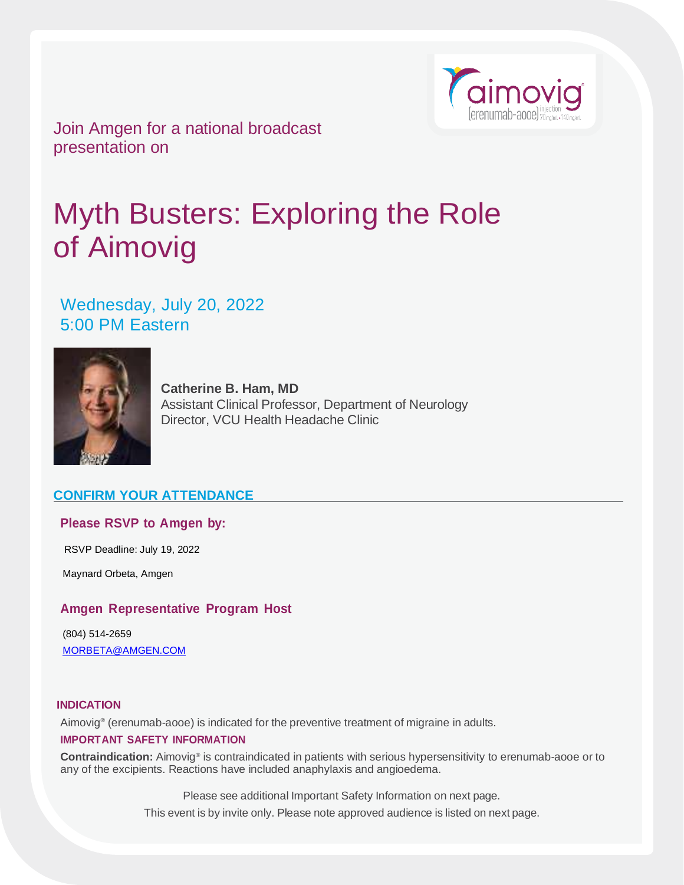Join Amgen for a national broadcast presentation on

# Myth Busters: Exploring the Role of Aimovig

Wednesday, July 20, 2022
5:00 PM Eastern

**Catherine B. Ham, MD**
Assistant Clinical Professor, Department of Neurology
Director, VCU Health Headache Clinic

## CONFIRM YOUR ATTENDANCE

### Please RSVP to Amgen by:

RSVP Deadline: July 19, 2022

Maynard Orbeta, Amgen

### Amgen Representative Program Host

(804) 514-2659
MORBETA@AMGEN.COM

### INDICATION

Aimovig® (erenumab-aooe) is indicated for the preventive treatment of migraine in adults.

### IMPORTANT SAFETY INFORMATION

**Contraindication:** Aimovig® is contraindicated in patients with serious hypersensitivity to erenumab-aooe or to any of the excipients. Reactions have included anaphylaxis and angioedema.

Please see additional Important Safety Information on next page.
This event is by invite only. Please note approved audience is listed on next page.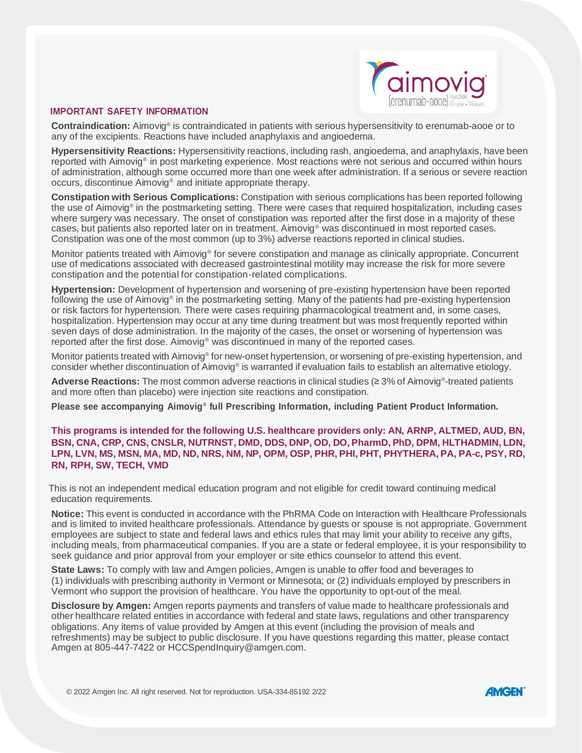aimovig (erenumab-aooe) injection 70 mg/mL • 140 mg/mL

## IMPORTANT SAFETY INFORMATION

**Contraindication:** Aimovig® is contraindicated in patients with serious hypersensitivity to erenumab-aooe or to any of the excipients. Reactions have included anaphylaxis and angioedema.

**Hypersensitivity Reactions:** Hypersensitivity reactions, including rash, angioedema, and anaphylaxis, have been reported with Aimovig® in post marketing experience. Most reactions were not serious and occurred within hours of administration, although some occurred more than one week after administration. If a serious or severe reaction occurs, discontinue Aimovig® and initiate appropriate therapy.

**Constipation with Serious Complications:** Constipation with serious complications has been reported following the use of Aimovig® in the postmarketing setting. There were cases that required hospitalization, including cases where surgery was necessary. The onset of constipation was reported after the first dose in a majority of these cases, but patients also reported later on in treatment. Aimovig® was discontinued in most reported cases. Constipation was one of the most common (up to 3%) adverse reactions reported in clinical studies.

Monitor patients treated with Aimovig® for severe constipation and manage as clinically appropriate. Concurrent use of medications associated with decreased gastrointestinal motility may increase the risk for more severe constipation and the potential for constipation-related complications.

**Hypertension:** Development of hypertension and worsening of pre-existing hypertension have been reported following the use of Aimovig® in the postmarketing setting. Many of the patients had pre-existing hypertension or risk factors for hypertension. There were cases requiring pharmacological treatment and, in some cases, hospitalization. Hypertension may occur at any time during treatment but was most frequently reported within seven days of dose administration. In the majority of the cases, the onset or worsening of hypertension was reported after the first dose. Aimovig® was discontinued in many of the reported cases.

Monitor patients treated with Aimovig® for new-onset hypertension, or worsening of pre-existing hypertension, and consider whether discontinuation of Aimovig® is warranted if evaluation fails to establish an alternative etiology.

**Adverse Reactions:** The most common adverse reactions in clinical studies (≥ 3% of Aimovig®-treated patients and more often than placebo) were injection site reactions and constipation.

**Please see accompanying Aimovig® full Prescribing Information, including Patient Product Information.**

**This programs is intended for the following U.S. healthcare providers only: AN, ARNP, ALTMED, AUD, BN, BSN, CNA, CRP, CNS, CNSLR, NUTRNST, DMD, DDS, DNP, OD, DO, PharmD, PhD, DPM, HLTHADMIN, LDN, LPN, LVN, MS, MSN, MA, MD, ND, NRS, NM, NP, OPM, OSP, PHR, PHI, PHT, PHYTHERA, PA, PA-c, PSY, RD, RN, RPH, SW, TECH, VMD**

This is not an independent medical education program and not eligible for credit toward continuing medical education requirements.

**Notice:** This event is conducted in accordance with the PhRMA Code on Interaction with Healthcare Professionals and is limited to invited healthcare professionals. Attendance by guests or spouse is not appropriate. Government employees are subject to state and federal laws and ethics rules that may limit your ability to receive any gifts, including meals, from pharmaceutical companies. If you are a state or federal employee, it is your responsibility to seek guidance and prior approval from your employer or site ethics counselor to attend this event.

**State Laws:** To comply with law and Amgen policies, Amgen is unable to offer food and beverages to (1) individuals with prescribing authority in Vermont or Minnesota; or (2) individuals employed by prescribers in Vermont who support the provision of healthcare. You have the opportunity to opt-out of the meal.

**Disclosure by Amgen:** Amgen reports payments and transfers of value made to healthcare professionals and other healthcare related entities in accordance with federal and state laws, regulations and other transparency obligations. Any items of value provided by Amgen at this event (including the provision of meals and refreshments) may be subject to public disclosure. If you have questions regarding this matter, please contact Amgen at 805-447-7422 or HCCSpendInquiry@amgen.com.

© 2022 Amgen Inc. All right reserved. Not for reproduction. USA-334-85192 2/22

AMGEN®